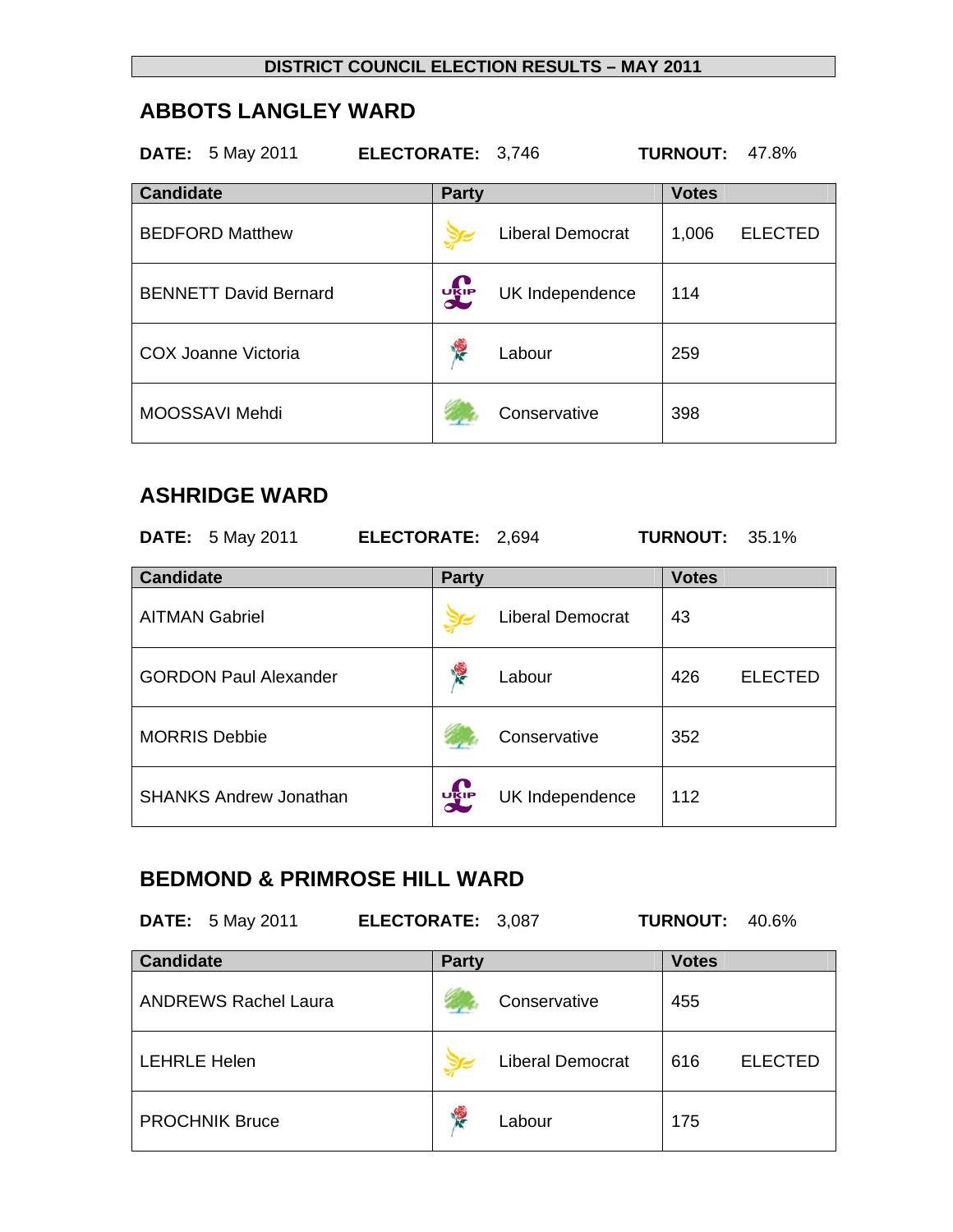**DISTRICT COUNCIL ELECTION RESULTS – MAY 2011**

## ABBOTS LANGLEY WARD

**DATE:** 5 May 2011 **ELECTORATE:** 3,746 **TURNOUT:** 47.8%

| Candidate | Party | Votes | |
|---|---|---|---|
| BEDFORD Matthew | Liberal Democrat | 1,006 | ELECTED |
| BENNETT David Bernard | UK Independence | 114 | |
| COX Joanne Victoria | Labour | 259 | |
| MOOSSAVI Mehdi | Conservative | 398 | |

## ASHRIDGE WARD

**DATE:** 5 May 2011 **ELECTORATE:** 2,694 **TURNOUT:** 35.1%

| Candidate | Party | Votes | |
|---|---|---|---|
| AITMAN Gabriel | Liberal Democrat | 43 | |
| GORDON Paul Alexander | Labour | 426 | ELECTED |
| MORRIS Debbie | Conservative | 352 | |
| SHANKS Andrew Jonathan | UK Independence | 112 | |

## BEDMOND & PRIMROSE HILL WARD

**DATE:** 5 May 2011 **ELECTORATE:** 3,087 **TURNOUT:** 40.6%

| Candidate | Party | Votes | |
|---|---|---|---|
| ANDREWS Rachel Laura | Conservative | 455 | |
| LEHRLE Helen | Liberal Democrat | 616 | ELECTED |
| PROCHNIK Bruce | Labour | 175 | |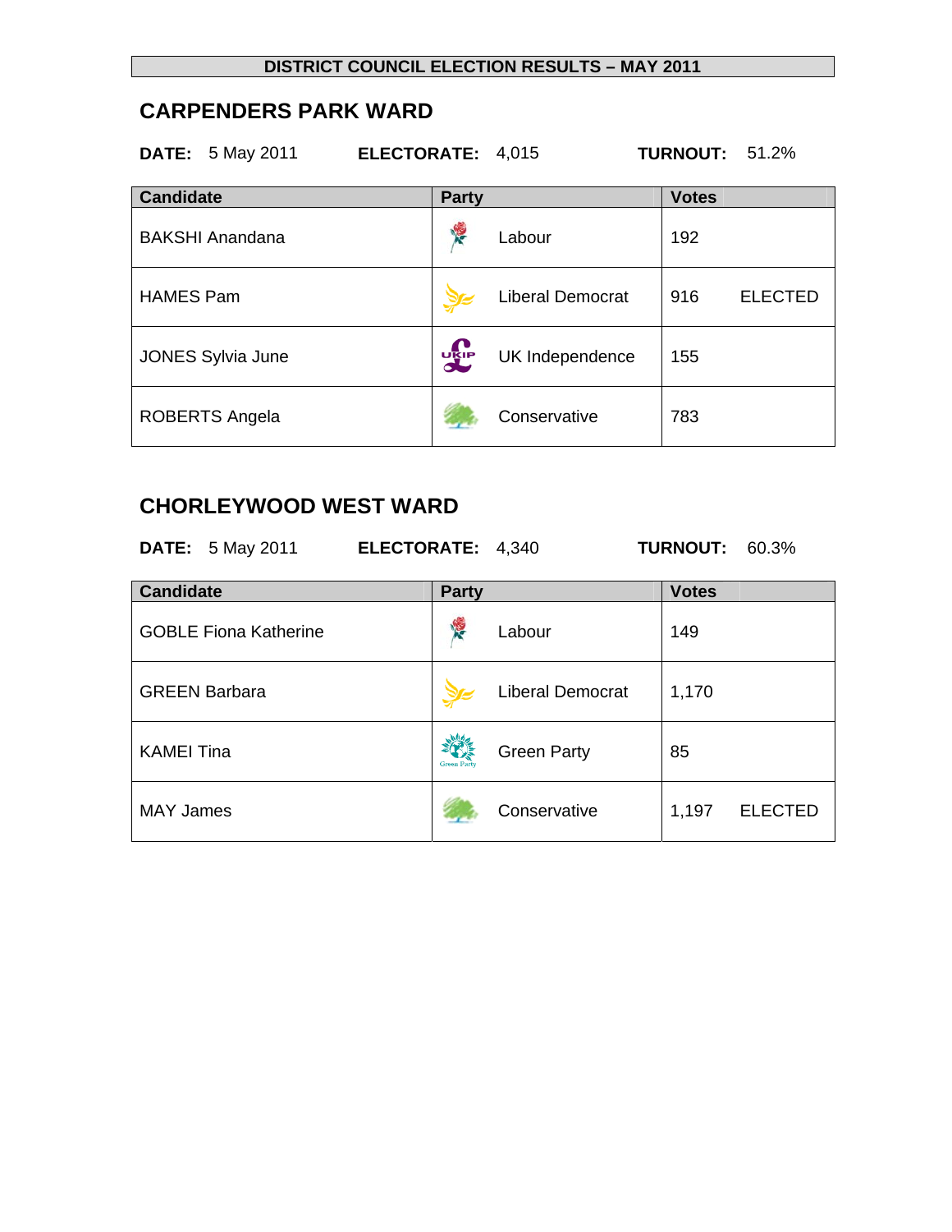**DISTRICT COUNCIL ELECTION RESULTS – MAY 2011**

## CARPENDERS PARK WARD

**DATE:** 5 May 2011 **ELECTORATE:** 4,015 **TURNOUT:** 51.2%

| Candidate | Party | Votes | |
|---|---|---|---|
| BAKSHI Anandana | Labour | 192 | |
| HAMES Pam | Liberal Democrat | 916 | ELECTED |
| JONES Sylvia June | UK Independence | 155 | |
| ROBERTS Angela | Conservative | 783 | |

## CHORLEYWOOD WEST WARD

**DATE:** 5 May 2011 **ELECTORATE:** 4,340 **TURNOUT:** 60.3%

| Candidate | Party | Votes | |
|---|---|---|---|
| GOBLE Fiona Katherine | Labour | 149 | |
| GREEN Barbara | Liberal Democrat | 1,170 | |
| KAMEI Tina | Green Party | 85 | |
| MAY James | Conservative | 1,197 | ELECTED |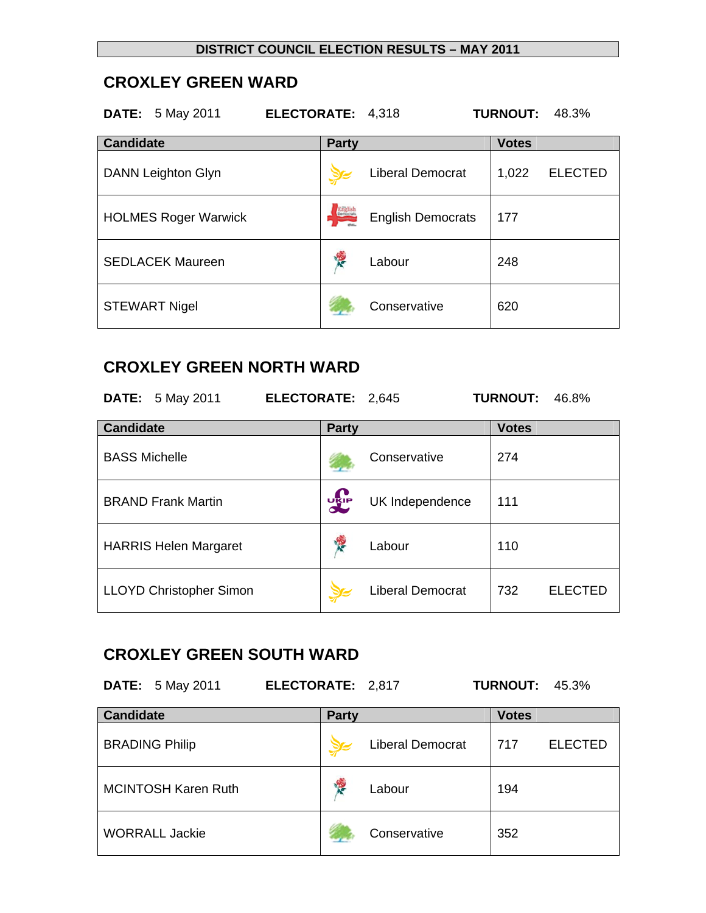**DISTRICT COUNCIL ELECTION RESULTS – MAY 2011**

## CROXLEY GREEN WARD

**DATE:** 5 May 2011 **ELECTORATE:** 4,318 **TURNOUT:** 48.3%

| Candidate | Party | Votes | |
|---|---|---|---|
| DANN Leighton Glyn | Liberal Democrat | 1,022 | ELECTED |
| HOLMES Roger Warwick | English Democrats | 177 | |
| SEDLACEK Maureen | Labour | 248 | |
| STEWART Nigel | Conservative | 620 | |

## CROXLEY GREEN NORTH WARD

**DATE:** 5 May 2011 **ELECTORATE:** 2,645 **TURNOUT:** 46.8%

| Candidate | Party | Votes | |
|---|---|---|---|
| BASS Michelle | Conservative | 274 | |
| BRAND Frank Martin | UK Independence | 111 | |
| HARRIS Helen Margaret | Labour | 110 | |
| LLOYD Christopher Simon | Liberal Democrat | 732 | ELECTED |

## CROXLEY GREEN SOUTH WARD

**DATE:** 5 May 2011 **ELECTORATE:** 2,817 **TURNOUT:** 45.3%

| Candidate | Party | Votes | |
|---|---|---|---|
| BRADING Philip | Liberal Democrat | 717 | ELECTED |
| MCINTOSH Karen Ruth | Labour | 194 | |
| WORRALL Jackie | Conservative | 352 | |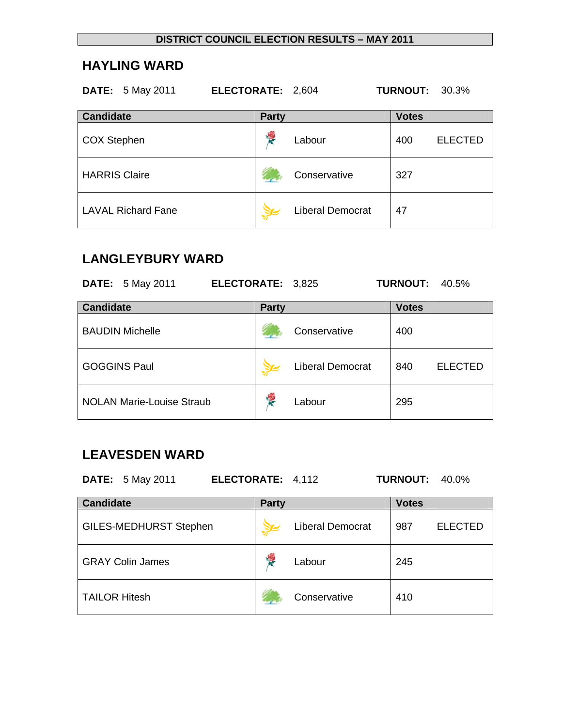**DISTRICT COUNCIL ELECTION RESULTS – MAY 2011**

## HAYLING WARD

**DATE:** 5 May 2011 **ELECTORATE:** 2,604 **TURNOUT:** 30.3%

| Candidate | Party | Votes | |
|---|---|---|---|
| COX Stephen | Labour | 400 | ELECTED |
| HARRIS Claire | Conservative | 327 | |
| LAVAL Richard Fane | Liberal Democrat | 47 | |

## LANGLEYBURY WARD

**DATE:** 5 May 2011 **ELECTORATE:** 3,825 **TURNOUT:** 40.5%

| Candidate | Party | Votes | |
|---|---|---|---|
| BAUDIN Michelle | Conservative | 400 | |
| GOGGINS Paul | Liberal Democrat | 840 | ELECTED |
| NOLAN Marie-Louise Straub | Labour | 295 | |

## LEAVESDEN WARD

**DATE:** 5 May 2011 **ELECTORATE:** 4,112 **TURNOUT:** 40.0%

| Candidate | Party | Votes | |
|---|---|---|---|
| GILES-MEDHURST Stephen | Liberal Democrat | 987 | ELECTED |
| GRAY Colin James | Labour | 245 | |
| TAILOR Hitesh | Conservative | 410 | |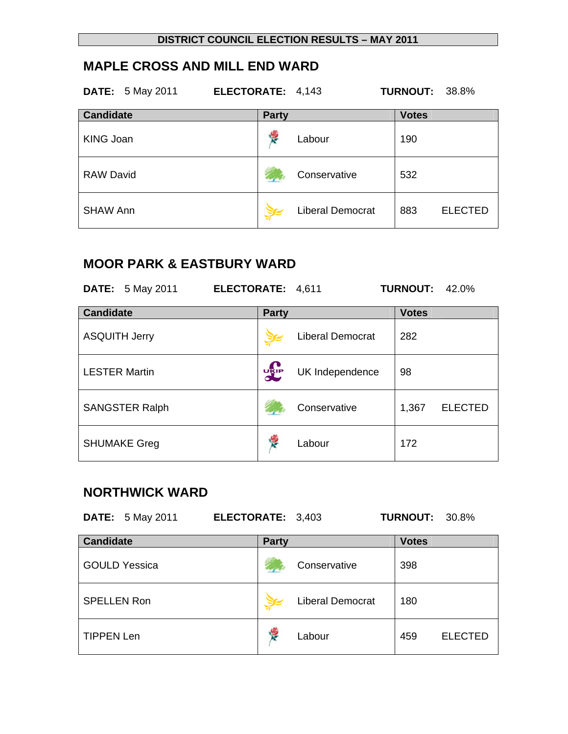**DISTRICT COUNCIL ELECTION RESULTS – MAY 2011**

## MAPLE CROSS AND MILL END WARD

**DATE:** 5 May 2011 **ELECTORATE:** 4,143 **TURNOUT:** 38.8%

| Candidate | Party | Votes | |
|---|---|---|---|
| KING Joan | Labour | 190 | |
| RAW David | Conservative | 532 | |
| SHAW Ann | Liberal Democrat | 883 | ELECTED |

## MOOR PARK & EASTBURY WARD

**DATE:** 5 May 2011 **ELECTORATE:** 4,611 **TURNOUT:** 42.0%

| Candidate | Party | Votes | |
|---|---|---|---|
| ASQUITH Jerry | Liberal Democrat | 282 | |
| LESTER Martin | UK Independence | 98 | |
| SANGSTER Ralph | Conservative | 1,367 | ELECTED |
| SHUMAKE Greg | Labour | 172 | |

## NORTHWICK WARD

**DATE:** 5 May 2011 **ELECTORATE:** 3,403 **TURNOUT:** 30.8%

| Candidate | Party | Votes | |
|---|---|---|---|
| GOULD Yessica | Conservative | 398 | |
| SPELLEN Ron | Liberal Democrat | 180 | |
| TIPPEN Len | Labour | 459 | ELECTED |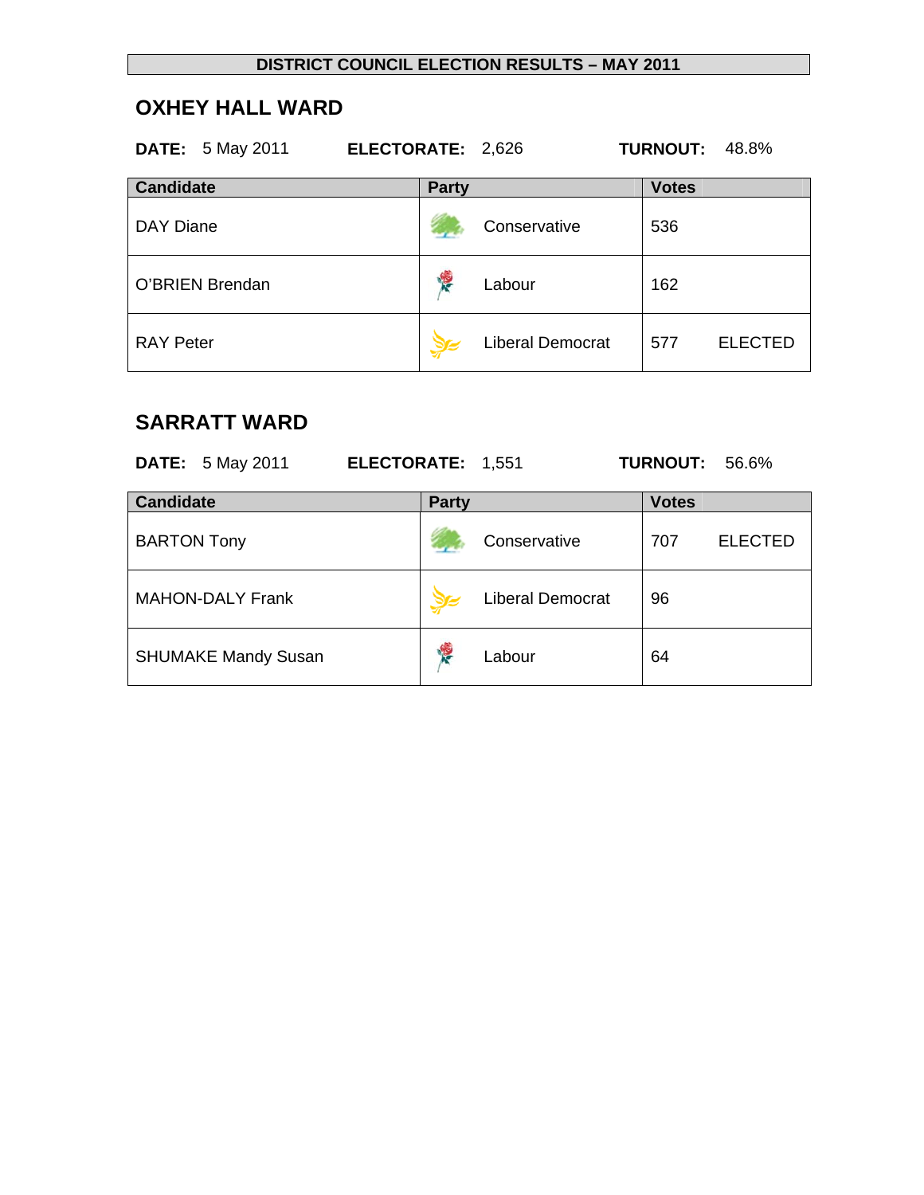**DISTRICT COUNCIL ELECTION RESULTS – MAY 2011**

## OXHEY HALL WARD

**DATE:** 5 May 2011 **ELECTORATE:** 2,626 **TURNOUT:** 48.8%

| Candidate | Party | Votes | |
|---|---|---|---|
| DAY Diane | Conservative | 536 | |
| O'BRIEN Brendan | Labour | 162 | |
| RAY Peter | Liberal Democrat | 577 | ELECTED |

## SARRATT WARD

**DATE:** 5 May 2011 **ELECTORATE:** 1,551 **TURNOUT:** 56.6%

| Candidate | Party | Votes | |
|---|---|---|---|
| BARTON Tony | Conservative | 707 | ELECTED |
| MAHON-DALY Frank | Liberal Democrat | 96 | |
| SHUMAKE Mandy Susan | Labour | 64 | |